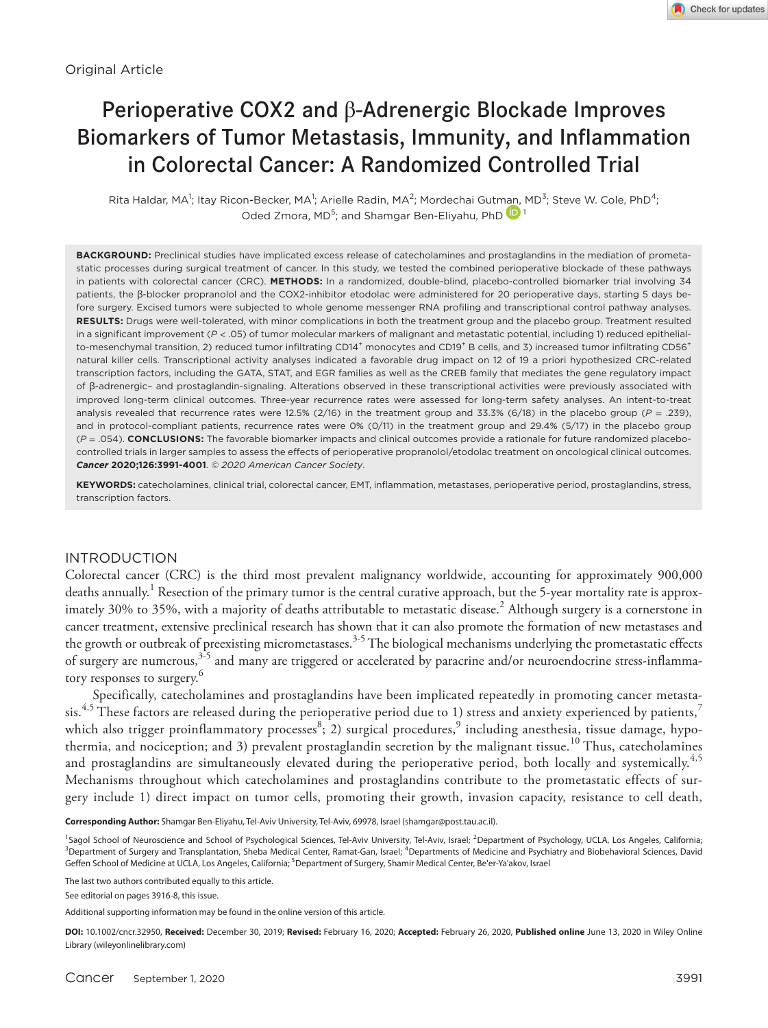Original Article

# Perioperative COX2 and β-Adrenergic Blockade Improves Biomarkers of Tumor Metastasis, Immunity, and Inflammation in Colorectal Cancer: A Randomized Controlled Trial

Rita Haldar, MA[1]; Itay Ricon-Becker, MA[1]; Arielle Radin, MA[2]; Mordechai Gutman, MD[3]; Steve W. Cole, PhD[4]; Oded Zmora, MD[5]; and Shamgar Ben-Eliyahu, PhD[1]

**BACKGROUND:** Preclinical studies have implicated excess release of catecholamines and prostaglandins in the mediation of prometastatic processes during surgical treatment of cancer. In this study, we tested the combined perioperative blockade of these pathways in patients with colorectal cancer (CRC). **METHODS:** In a randomized, double-blind, placebo-controlled biomarker trial involving 34 patients, the β-blocker propranolol and the COX2-inhibitor etodolac were administered for 20 perioperative days, starting 5 days before surgery. Excised tumors were subjected to whole genome messenger RNA profiling and transcriptional control pathway analyses. **RESULTS:** Drugs were well-tolerated, with minor complications in both the treatment group and the placebo group. Treatment resulted in a significant improvement ($P < .05$) of tumor molecular markers of malignant and metastatic potential, including 1) reduced epithelial-to-mesenchymal transition, 2) reduced tumor infiltrating $CD14^+$ monocytes and $CD19^+$ B cells, and 3) increased tumor infiltrating $CD56^+$ natural killer cells. Transcriptional activity analyses indicated a favorable drug impact on 12 of 19 a priori hypothesized CRC-related transcription factors, including the GATA, STAT, and EGR families as well as the CREB family that mediates the gene regulatory impact of β-adrenergic– and prostaglandin-signaling. Alterations observed in these transcriptional activities were previously associated with improved long-term clinical outcomes. Three-year recurrence rates were assessed for long-term safety analyses. An intent-to-treat analysis revealed that recurrence rates were 12.5% (2/16) in the treatment group and 33.3% (6/18) in the placebo group ($P = .239$), and in protocol-compliant patients, recurrence rates were 0% (0/11) in the treatment group and 29.4% (5/17) in the placebo group ($P = .054$). **CONCLUSIONS:** The favorable biomarker impacts and clinical outcomes provide a rationale for future randomized placebo-controlled trials in larger samples to assess the effects of perioperative propranolol/etodolac treatment on oncological clinical outcomes. ***Cancer* 2020;126:3991-4001**. *© 2020 American Cancer Society*.

**KEYWORDS:** catecholamines, clinical trial, colorectal cancer, EMT, inflammation, metastases, perioperative period, prostaglandins, stress, transcription factors.

## INTRODUCTION

Colorectal cancer (CRC) is the third most prevalent malignancy worldwide, accounting for approximately 900,000 deaths annually.[1] Resection of the primary tumor is the central curative approach, but the 5-year mortality rate is approximately 30% to 35%, with a majority of deaths attributable to metastatic disease.[2] Although surgery is a cornerstone in cancer treatment, extensive preclinical research has shown that it can also promote the formation of new metastases and the growth or outbreak of preexisting micrometastases.[3-5] The biological mechanisms underlying the prometastatic effects of surgery are numerous,[3-5] and many are triggered or accelerated by paracrine and/or neuroendocrine stress-inflammatory responses to surgery.[6]

Specifically, catecholamines and prostaglandins have been implicated repeatedly in promoting cancer metastasis.[4,5] These factors are released during the perioperative period due to 1) stress and anxiety experienced by patients,[7] which also trigger proinflammatory processes[8]; 2) surgical procedures,[9] including anesthesia, tissue damage, hypothermia, and nociception; and 3) prevalent prostaglandin secretion by the malignant tissue.[10] Thus, catecholamines and prostaglandins are simultaneously elevated during the perioperative period, both locally and systemically.[4,5] Mechanisms throughout which catecholamines and prostaglandins contribute to the prometastatic effects of surgery include 1) direct impact on tumor cells, promoting their growth, invasion capacity, resistance to cell death,

**Corresponding Author:** Shamgar Ben-Eliyahu, Tel-Aviv University, Tel-Aviv, 69978, Israel (shamgar@post.tau.ac.il).

[1]Sagol School of Neuroscience and School of Psychological Sciences, Tel-Aviv University, Tel-Aviv, Israel; [2]Department of Psychology, UCLA, Los Angeles, California; [3]Department of Surgery and Transplantation, Sheba Medical Center, Ramat-Gan, Israel; [4]Departments of Medicine and Psychiatry and Biobehavioral Sciences, David Geffen School of Medicine at UCLA, Los Angeles, California; [5]Department of Surgery, Shamir Medical Center, Be'er-Ya'akov, Israel

The last two authors contributed equally to this article.

See editorial on pages 3916-8, this issue.

Additional supporting information may be found in the online version of this article.

**DOI:** 10.1002/cncr.32950, **Received:** December 30, 2019; **Revised:** February 16, 2020; **Accepted:** February 26, 2020, **Published online** June 13, 2020 in Wiley Online Library (wileyonlinelibrary.com)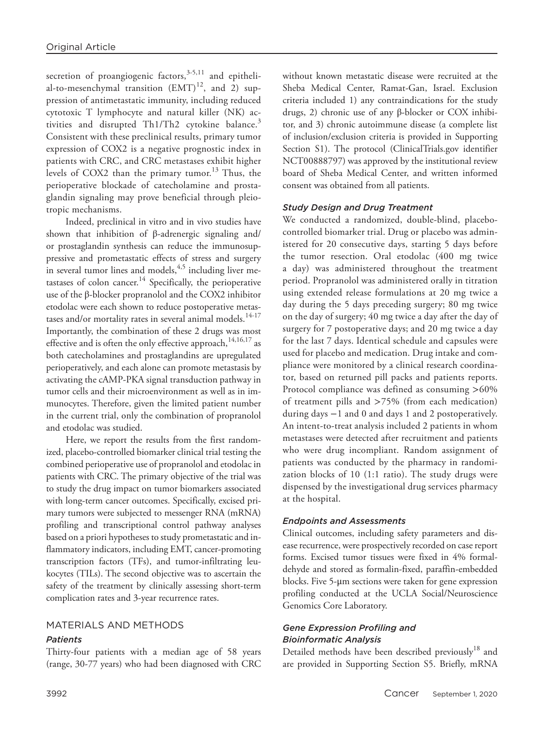secretion of proangiogenic factors,[3-5,11] and epithelial-to-mesenchymal transition (EMT)[12], and 2) suppression of antimetastatic immunity, including reduced cytotoxic T lymphocyte and natural killer (NK) activities and disrupted Th1/Th2 cytokine balance.[3] Consistent with these preclinical results, primary tumor expression of COX2 is a negative prognostic index in patients with CRC, and CRC metastases exhibit higher levels of COX2 than the primary tumor.[13] Thus, the perioperative blockade of catecholamine and prostaglandin signaling may prove beneficial through pleiotropic mechanisms.

Indeed, preclinical in vitro and in vivo studies have shown that inhibition of β-adrenergic signaling and/or prostaglandin synthesis can reduce the immunosuppressive and prometastatic effects of stress and surgery in several tumor lines and models,[4,5] including liver metastases of colon cancer.[14] Specifically, the perioperative use of the β-blocker propranolol and the COX2 inhibitor etodolac were each shown to reduce postoperative metastases and/or mortality rates in several animal models.[14-17] Importantly, the combination of these 2 drugs was most effective and is often the only effective approach,[14,16,17] as both catecholamines and prostaglandins are upregulated perioperatively, and each alone can promote metastasis by activating the cAMP-PKA signal transduction pathway in tumor cells and their microenvironment as well as in immunocytes. Therefore, given the limited patient number in the current trial, only the combination of propranolol and etodolac was studied.

Here, we report the results from the first randomized, placebo-controlled biomarker clinical trial testing the combined perioperative use of propranolol and etodolac in patients with CRC. The primary objective of the trial was to study the drug impact on tumor biomarkers associated with long-term cancer outcomes. Specifically, excised primary tumors were subjected to messenger RNA (mRNA) profiling and transcriptional control pathway analyses based on a priori hypotheses to study prometastatic and inflammatory indicators, including EMT, cancer-promoting transcription factors (TFs), and tumor-infiltrating leukocytes (TILs). The second objective was to ascertain the safety of the treatment by clinically assessing short-term complication rates and 3-year recurrence rates.

## MATERIALS AND METHODS

### *Patients*

Thirty-four patients with a median age of 58 years (range, 30-77 years) who had been diagnosed with CRC without known metastatic disease were recruited at the Sheba Medical Center, Ramat-Gan, Israel. Exclusion criteria included 1) any contraindications for the study drugs, 2) chronic use of any β-blocker or COX inhibitor, and 3) chronic autoimmune disease (a complete list of inclusion/exclusion criteria is provided in Supporting Section S1). The protocol (ClinicalTrials.gov identifier NCT00888797) was approved by the institutional review board of Sheba Medical Center, and written informed consent was obtained from all patients.

### *Study Design and Drug Treatment*

We conducted a randomized, double-blind, placebo-controlled biomarker trial. Drug or placebo was administered for 20 consecutive days, starting 5 days before the tumor resection. Oral etodolac (400 mg twice a day) was administered throughout the treatment period. Propranolol was administered orally in titration using extended release formulations at 20 mg twice a day during the 5 days preceding surgery; 80 mg twice on the day of surgery; 40 mg twice a day after the day of surgery for 7 postoperative days; and 20 mg twice a day for the last 7 days. Identical schedule and capsules were used for placebo and medication. Drug intake and compliance were monitored by a clinical research coordinator, based on returned pill packs and patients reports. Protocol compliance was defined as consuming >60% of treatment pills and >75% (from each medication) during days −1 and 0 and days 1 and 2 postoperatively. An intent-to-treat analysis included 2 patients in whom metastases were detected after recruitment and patients who were drug incompliant. Random assignment of patients was conducted by the pharmacy in randomization blocks of 10 (1:1 ratio). The study drugs were dispensed by the investigational drug services pharmacy at the hospital.

### *Endpoints and Assessments*

Clinical outcomes, including safety parameters and disease recurrence, were prospectively recorded on case report forms. Excised tumor tissues were fixed in 4% formaldehyde and stored as formalin-fixed, paraffin-embedded blocks. Five 5-μm sections were taken for gene expression profiling conducted at the UCLA Social/Neuroscience Genomics Core Laboratory.

### *Gene Expression Profiling and Bioinformatic Analysis*

Detailed methods have been described previously[18] and are provided in Supporting Section S5. Briefly, mRNA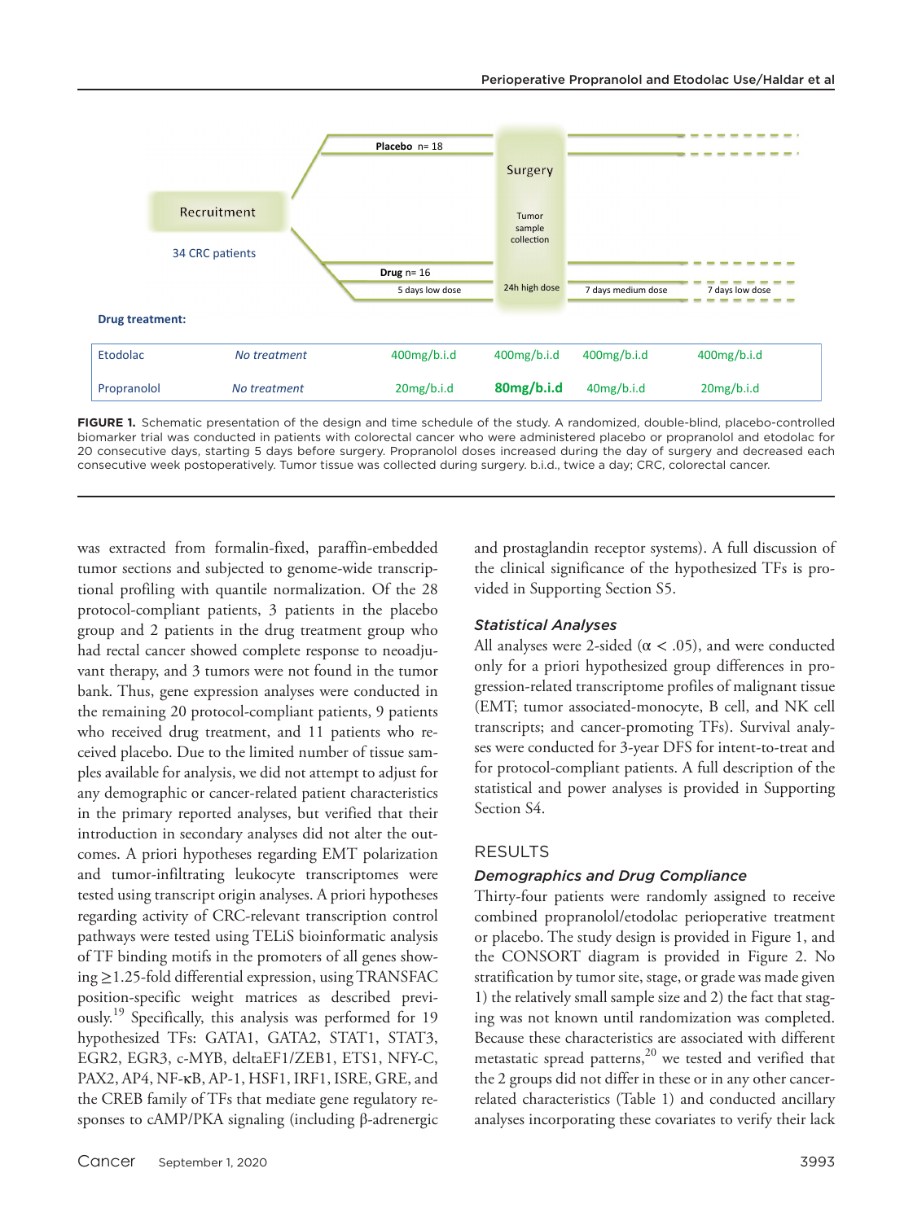**FIGURE 1.** Schematic presentation of the design and time schedule of the study. A randomized, double-blind, placebo-controlled biomarker trial was conducted in patients with colorectal cancer who were administered placebo or propranolol and etodolac for 20 consecutive days, starting 5 days before surgery. Propranolol doses increased during the day of surgery and decreased each consecutive week postoperatively. Tumor tissue was collected during surgery. b.i.d., twice a day; CRC, colorectal cancer.

was extracted from formalin-fixed, paraffin-embedded tumor sections and subjected to genome-wide transcriptional profiling with quantile normalization. Of the 28 protocol-compliant patients, 3 patients in the placebo group and 2 patients in the drug treatment group who had rectal cancer showed complete response to neoadjuvant therapy, and 3 tumors were not found in the tumor bank. Thus, gene expression analyses were conducted in the remaining 20 protocol-compliant patients, 9 patients who received drug treatment, and 11 patients who received placebo. Due to the limited number of tissue samples available for analysis, we did not attempt to adjust for any demographic or cancer-related patient characteristics in the primary reported analyses, but verified that their introduction in secondary analyses did not alter the outcomes. A priori hypotheses regarding EMT polarization and tumor-infiltrating leukocyte transcriptomes were tested using transcript origin analyses. A priori hypotheses regarding activity of CRC-relevant transcription control pathways were tested using TELiS bioinformatic analysis of TF binding motifs in the promoters of all genes showing ≥1.25-fold differential expression, using TRANSFAC position-specific weight matrices as described previously.[19] Specifically, this analysis was performed for 19 hypothesized TFs: GATA1, GATA2, STAT1, STAT3, EGR2, EGR3, c-MYB, deltaEF1/ZEB1, ETS1, NFY-C, PAX2, AP4, NF-κB, AP-1, HSF1, IRF1, ISRE, GRE, and the CREB family of TFs that mediate gene regulatory responses to cAMP/PKA signaling (including β-adrenergic and prostaglandin receptor systems). A full discussion of the clinical significance of the hypothesized TFs is provided in Supporting Section S5.

### *Statistical Analyses*

All analyses were 2-sided ($\alpha < .05$), and were conducted only for a priori hypothesized group differences in progression-related transcriptome profiles of malignant tissue (EMT; tumor associated-monocyte, B cell, and NK cell transcripts; and cancer-promoting TFs). Survival analyses were conducted for 3-year DFS for intent-to-treat and for protocol-compliant patients. A full description of the statistical and power analyses is provided in Supporting Section S4.

## RESULTS

### *Demographics and Drug Compliance*

Thirty-four patients were randomly assigned to receive combined propranolol/etodolac perioperative treatment or placebo. The study design is provided in Figure 1, and the CONSORT diagram is provided in Figure 2. No stratification by tumor site, stage, or grade was made given 1) the relatively small sample size and 2) the fact that staging was not known until randomization was completed. Because these characteristics are associated with different metastatic spread patterns,[20] we tested and verified that the 2 groups did not differ in these or in any other cancer-related characteristics (Table 1) and conducted ancillary analyses incorporating these covariates to verify their lack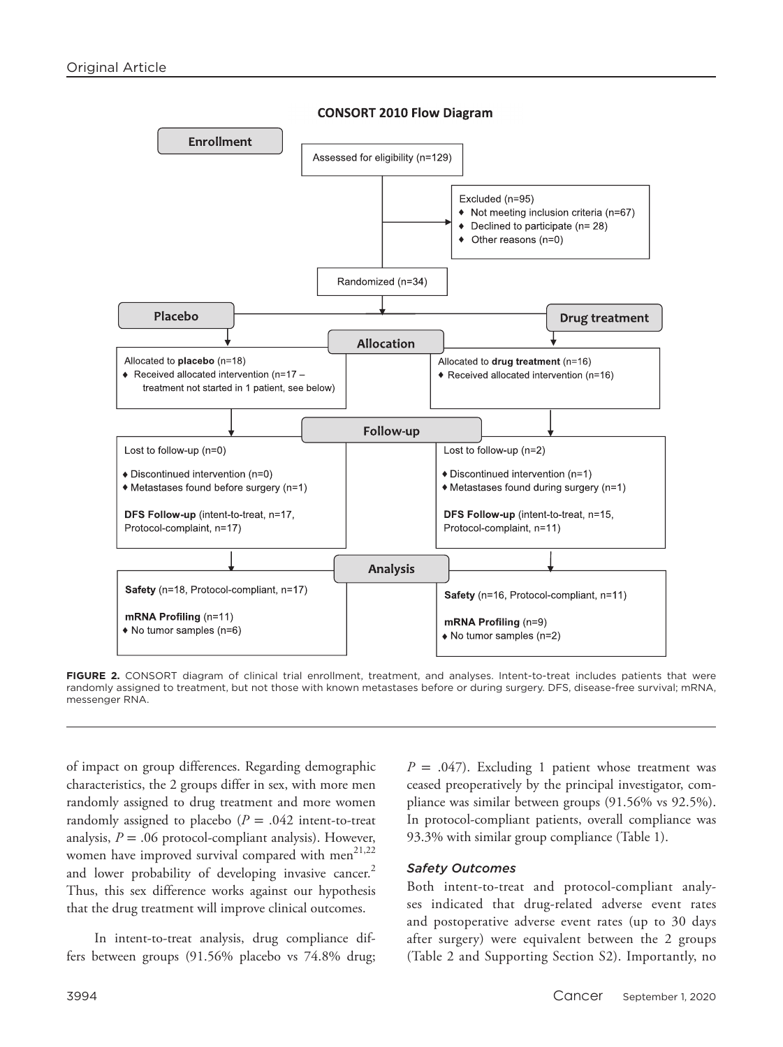CONSORT 2010 Flow Diagram

**Enrollment**

Assessed for eligibility (n=129)

Excluded (n=95)
- Not meeting inclusion criteria (n=67)
- Declined to participate (n= 28)
- Other reasons (n=0)

Randomized (n=34)

**Placebo** | **Drug treatment**

**Allocation**

Allocated to **placebo** (n=18)
- Received allocated intervention (n=17 – treatment not started in 1 patient, see below)

Allocated to **drug treatment** (n=16)
- Received allocated intervention (n=16)

**Follow-up**

Lost to follow-up (n=0)
- Discontinued intervention (n=0)
- Metastases found before surgery (n=1)

**DFS Follow-up** (intent-to-treat, n=17, Protocol-complaint, n=17)

Lost to follow-up (n=2)
- Discontinued intervention (n=1)
- Metastases found during surgery (n=1)

**DFS Follow-up** (intent-to-treat, n=15, Protocol-complaint, n=11)

**Analysis**

**Safety** (n=18, Protocol-compliant, n=17)

**mRNA Profiling** (n=11)
- No tumor samples (n=6)

**Safety** (n=16, Protocol-compliant, n=11)

**mRNA Profiling** (n=9)
- No tumor samples (n=2)

**FIGURE 2.** CONSORT diagram of clinical trial enrollment, treatment, and analyses. Intent-to-treat includes patients that were randomly assigned to treatment, but not those with known metastases before or during surgery. DFS, disease-free survival; mRNA, messenger RNA.

of impact on group differences. Regarding demographic characteristics, the 2 groups differ in sex, with more men randomly assigned to drug treatment and more women randomly assigned to placebo ($P = .042$ intent-to-treat analysis, $P = .06$ protocol-compliant analysis). However, women have improved survival compared with men[21,22] and lower probability of developing invasive cancer.[2] Thus, this sex difference works against our hypothesis that the drug treatment will improve clinical outcomes.

In intent-to-treat analysis, drug compliance differs between groups (91.56% placebo vs 74.8% drug; $P = .047$). Excluding 1 patient whose treatment was ceased preoperatively by the principal investigator, compliance was similar between groups (91.56% vs 92.5%). In protocol-compliant patients, overall compliance was 93.3% with similar group compliance (Table 1).

### *Safety Outcomes*

Both intent-to-treat and protocol-compliant analyses indicated that drug-related adverse event rates and postoperative adverse event rates (up to 30 days after surgery) were equivalent between the 2 groups (Table 2 and Supporting Section S2). Importantly, no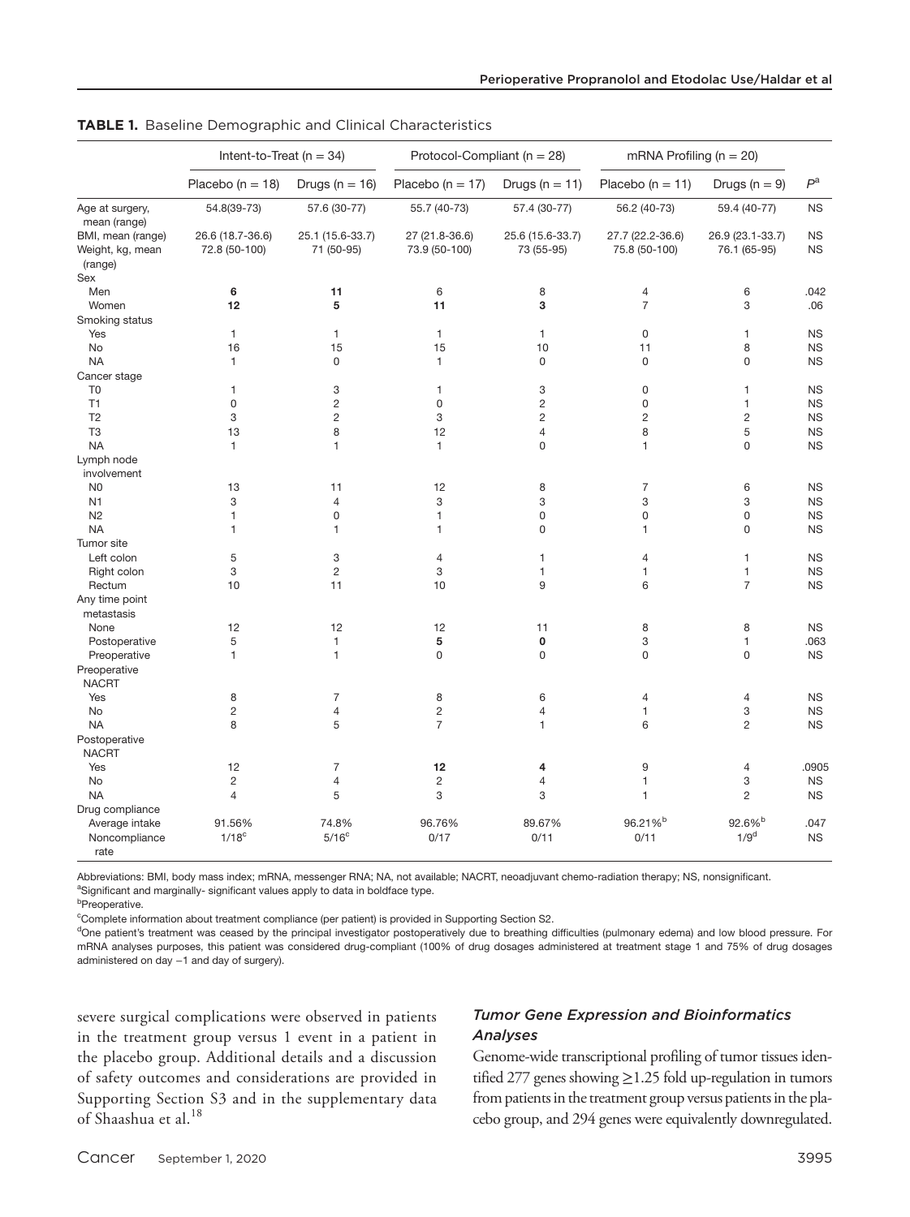**TABLE 1.** Baseline Demographic and Clinical Characteristics

| | Intent-to-Treat (n = 34) | | Protocol-Compliant (n = 28) | | mRNA Profiling (n = 20) | | |
|---|---|---|---|---|---|---|---|
| | Placebo (n = 18) | Drugs (n = 16) | Placebo (n = 17) | Drugs (n = 11) | Placebo (n = 11) | Drugs (n = 9) | $P$[a] |
| Age at surgery, mean (range) | 54.8(39-73) | 57.6 (30-77) | 55.7 (40-73) | 57.4 (30-77) | 56.2 (40-73) | 59.4 (40-77) | NS |
| BMI, mean (range) | 26.6 (18.7-36.6) | 25.1 (15.6-33.7) | 27 (21.8-36.6) | 25.6 (15.6-33.7) | 27.7 (22.2-36.6) | 26.9 (23.1-33.7) | NS |
| Weight, kg, mean (range) | 72.8 (50-100) | 71 (50-95) | 73.9 (50-100) | 73 (55-95) | 75.8 (50-100) | 76.1 (65-95) | NS |
| Sex | | | | | | | |
| Men | **6** | **11** | 6 | 8 | 4 | 6 | .042 |
| Women | **12** | **5** | **11** | **3** | 7 | 3 | .06 |
| Smoking status | | | | | | | |
| Yes | 1 | 1 | 1 | 1 | 0 | 1 | NS |
| No | 16 | 15 | 15 | 10 | 11 | 8 | NS |
| NA | 1 | 0 | 1 | 0 | 0 | 0 | NS |
| Cancer stage | | | | | | | |
| T0 | 1 | 3 | 1 | 3 | 0 | 1 | NS |
| T1 | 0 | 2 | 0 | 2 | 0 | 1 | NS |
| T2 | 3 | 2 | 3 | 2 | 2 | 2 | NS |
| T3 | 13 | 8 | 12 | 4 | 8 | 5 | NS |
| NA | 1 | 1 | 1 | 0 | 1 | 0 | NS |
| Lymph node involvement | | | | | | | |
| N0 | 13 | 11 | 12 | 8 | 7 | 6 | NS |
| N1 | 3 | 4 | 3 | 3 | 3 | 3 | NS |
| N2 | 1 | 0 | 1 | 0 | 0 | 0 | NS |
| NA | 1 | 1 | 1 | 0 | 1 | 0 | NS |
| Tumor site | | | | | | | |
| Left colon | 5 | 3 | 4 | 1 | 4 | 1 | NS |
| Right colon | 3 | 2 | 3 | 1 | 1 | 1 | NS |
| Rectum | 10 | 11 | 10 | 9 | 6 | 7 | NS |
| Any time point metastasis | | | | | | | |
| None | 12 | 12 | 12 | 11 | 8 | 8 | NS |
| Postoperative | 5 | 1 | **5** | **0** | 3 | 1 | .063 |
| Preoperative | 1 | 1 | 0 | 0 | 0 | 0 | NS |
| Preoperative NACRT | | | | | | | |
| Yes | 8 | 7 | 8 | 6 | 4 | 4 | NS |
| No | 2 | 4 | 2 | 4 | 1 | 3 | NS |
| NA | 8 | 5 | 7 | 1 | 6 | 2 | NS |
| Postoperative NACRT | | | | | | | |
| Yes | 12 | 7 | **12** | **4** | 9 | 4 | .0905 |
| No | 2 | 4 | 2 | 4 | 1 | 3 | NS |
| NA | 4 | 5 | 3 | 3 | 1 | 2 | NS |
| Drug compliance | | | | | | | |
| Average intake | 91.56% | 74.8% | 96.76% | 89.67% | 96.21%[b] | 92.6%[b] | .047 |
| Noncompliance rate | 1/18[c] | 5/16[c] | 0/17 | 0/11 | 0/11 | 1/9[d] | NS |

Abbreviations: BMI, body mass index; mRNA, messenger RNA; NA, not available; NACRT, neoadjuvant chemo-radiation therapy; NS, nonsignificant.

[a]Significant and marginally- significant values apply to data in boldface type.

[b]Preoperative.

[c]Complete information about treatment compliance (per patient) is provided in Supporting Section S2.

[d]One patient's treatment was ceased by the principal investigator postoperatively due to breathing difficulties (pulmonary edema) and low blood pressure. For mRNA analyses purposes, this patient was considered drug-compliant (100% of drug dosages administered at treatment stage 1 and 75% of drug dosages administered on day −1 and day of surgery).

severe surgical complications were observed in patients in the treatment group versus 1 event in a patient in the placebo group. Additional details and a discussion of safety outcomes and considerations are provided in Supporting Section S3 and in the supplementary data of Shaashua et al.[18]

### *Tumor Gene Expression and Bioinformatics Analyses*

Genome-wide transcriptional profiling of tumor tissues identified 277 genes showing ≥1.25 fold up-regulation in tumors from patients in the treatment group versus patients in the placebo group, and 294 genes were equivalently downregulated.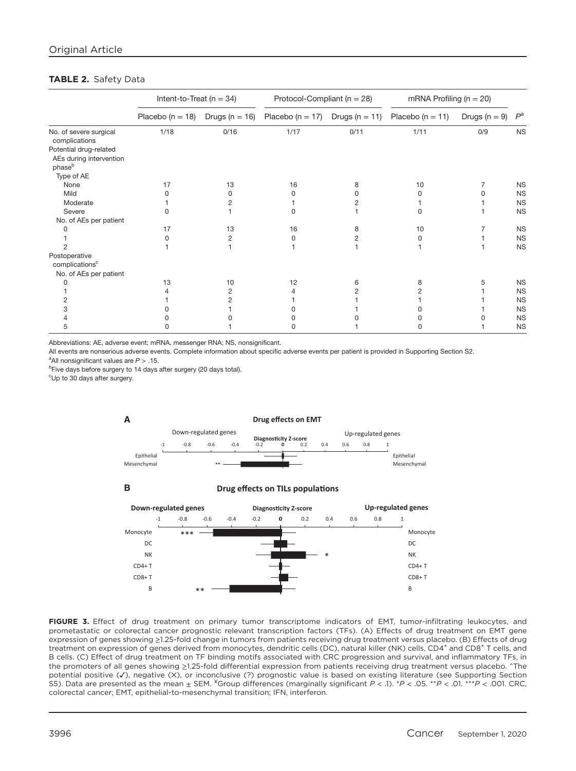**TABLE 2.** Safety Data

| | Intent-to-Treat (n = 34) | | Protocol-Compliant (n = 28) | | mRNA Profiling (n = 20) | | |
|---|---|---|---|---|---|---|---|
| | Placebo (n = 18) | Drugs (n = 16) | Placebo (n = 17) | Drugs (n = 11) | Placebo (n = 11) | Drugs (n = 9) | P[a] |
| No. of severe surgical complications | 1/18 | 0/16 | 1/17 | 0/11 | 1/11 | 0/9 | NS |
| Potential drug-related AEs during intervention phase[b] | | | | | | | |
| Type of AE | | | | | | | |
| None | 17 | 13 | 16 | 8 | 10 | 7 | NS |
| Mild | 0 | 0 | 0 | 0 | 0 | 0 | NS |
| Moderate | 1 | 2 | 1 | 2 | 1 | 1 | NS |
| Severe | 0 | 1 | 0 | 1 | 0 | 1 | NS |
| No. of AEs per patient | | | | | | | |
| 0 | 17 | 13 | 16 | 8 | 10 | 7 | NS |
| 1 | 0 | 2 | 0 | 2 | 0 | 1 | NS |
| 2 | 1 | 1 | 1 | 1 | 1 | 1 | NS |
| Postoperative complications[c] | | | | | | | |
| No. of AEs per patient | | | | | | | |
| 0 | 13 | 10 | 12 | 6 | 8 | 5 | NS |
| 1 | 4 | 2 | 4 | 2 | 2 | 1 | NS |
| 2 | 1 | 2 | 1 | 1 | 1 | 1 | NS |
| 3 | 0 | 1 | 0 | 1 | 0 | 1 | NS |
| 4 | 0 | 0 | 0 | 0 | 0 | 0 | NS |
| 5 | 0 | 1 | 0 | 1 | 0 | 1 | NS |

Abbreviations: AE, adverse event; mRNA, messenger RNA; NS, nonsignificant.

All events are nonserious adverse events. Complete information about specific adverse events per patient is provided in Supporting Section S2.

[a]All nonsignificant values are $P > .15$.

[b]Five days before surgery to 14 days after surgery (20 days total).

[c]Up to 30 days after surgery.

**FIGURE 3.** Effect of drug treatment on primary tumor transcriptome indicators of EMT, tumor-infiltrating leukocytes, and prometastatic or colorectal cancer prognostic relevant transcription factors (TFs). (A) Effects of drug treatment on EMT gene expression of genes showing ≥1.25-fold change in tumors from patients receiving drug treatment versus placebo. (B) Effects of drug treatment on expression of genes derived from monocytes, dendritic cells (DC), natural killer (NK) cells, CD4⁺ and CD8⁺ T cells, and B cells. (C) Effect of drug treatment on TF binding motifs associated with CRC progression and survival, and inflammatory TFs, in the promoters of all genes showing ≥1.25-fold differential expression from patients receiving drug treatment versus placebo. ^The potential positive (✓), negative (✗), or inconclusive (?) prognostic value is based on existing literature (see Supporting Section S5). Data are presented as the mean ± SEM. ¥Group differences (marginally significant $P < .1$). *$P < .05$. **$P < .01$. ***$P < .001$. CRC, colorectal cancer; EMT, epithelial-to-mesenchymal transition; IFN, interferon.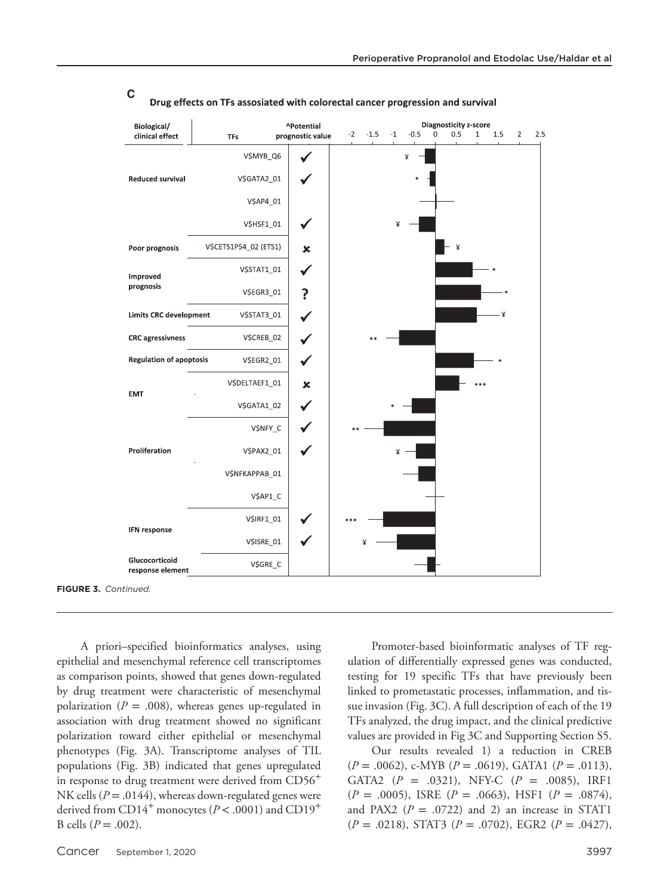**C**

**Drug effects on TFs assosiated with colorectal cancer progression and survival**

| Biological/ clinical effect | TFs | ^Potential prognostic value |
|---|---|---|
| Reduced survival | V$MYB_Q6 | ✓ |
| | V$GATA2_01 | ✓ |
| | V$AP4_01 | |
| | V$HSF1_01 | ✓ |
| Poor prognosis | V$CETS1P54_02 (ETS1) | ✗ |
| Improved prognosis | V$STAT1_01 | ✓ |
| | V$EGR3_01 | ? |
| Limits CRC development | V$STAT3_01 | ✓ |
| CRC agressivness | V$CREB_02 | ✓ |
| Regulation of apoptosis | V$EGR2_01 | ✓ |
| EMT | V$DELTAEF1_01 | ✗ |
| | V$GATA1_02 | ✓ |
| Proliferation | V$NFY_C | ✓ |
| | V$PAX2_01 | ✓ |
| | V$NFKAPPAB_01 | |
| | V$AP1_C | |
| IFN response | V$IRF1_01 | ✓ |
| | V$ISRE_01 | ✓ |
| Glucocorticoid response element | V$GRE_C | |

**FIGURE 3.** *Continued.*

A priori–specified bioinformatics analyses, using epithelial and mesenchymal reference cell transcriptomes as comparison points, showed that genes down-regulated by drug treatment were characteristic of mesenchymal polarization ($P = .008$), whereas genes up-regulated in association with drug treatment showed no significant polarization toward either epithelial or mesenchymal phenotypes (Fig. 3A). Transcriptome analyses of TIL populations (Fig. 3B) indicated that genes upregulated in response to drug treatment were derived from $CD56^+$ NK cells ($P = .0144$), whereas down-regulated genes were derived from $CD14^+$ monocytes ($P < .0001$) and $CD19^+$ B cells ($P = .002$).

Promoter-based bioinformatic analyses of TF regulation of differentially expressed genes was conducted, testing for 19 specific TFs that have previously been linked to prometastatic processes, inflammation, and tissue invasion (Fig. 3C). A full description of each of the 19 TFs analyzed, the drug impact, and the clinical predictive values are provided in Fig 3C and Supporting Section S5.

Our results revealed 1) a reduction in CREB ($P = .0062$), c-MYB ($P = .0619$), GATA1 ($P = .0113$), GATA2 ($P = .0321$), NFY-C ($P = .0085$), IRF1 ($P = .0005$), ISRE ($P = .0663$), HSF1 ($P = .0874$), and PAX2 ($P = .0722$) and 2) an increase in STAT1 ($P = .0218$), STAT3 ($P = .0702$), EGR2 ($P = .0427$),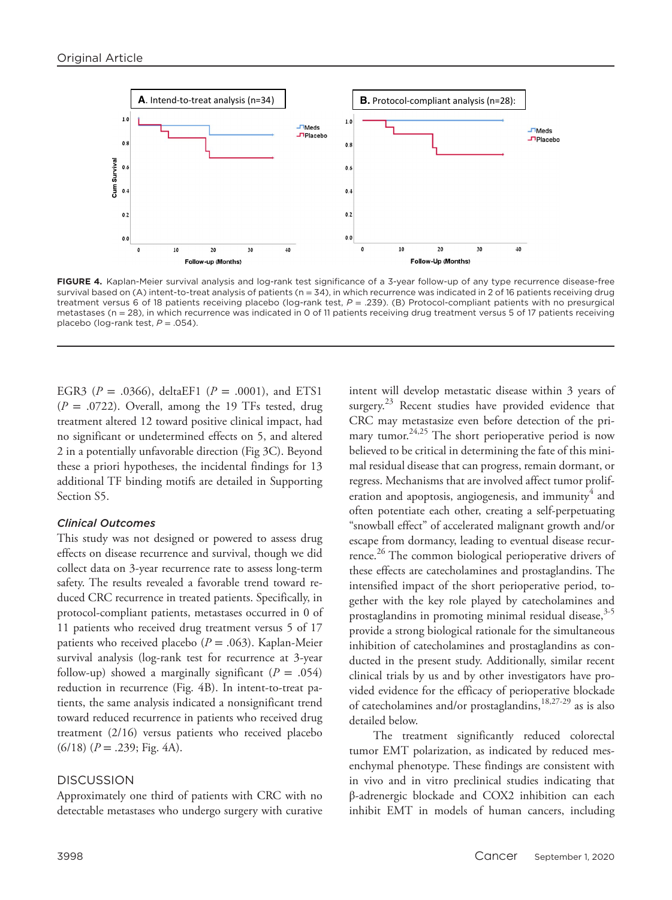FIGURE 4. Kaplan-Meier survival analysis and log-rank test significance of a 3-year follow-up of any type recurrence disease-free survival based on (A) intent-to-treat analysis of patients (n = 34), in which recurrence was indicated in 2 of 16 patients receiving drug treatment versus 6 of 18 patients receiving placebo (log-rank test, $P$ = .239). (B) Protocol-compliant patients with no presurgical metastases (n = 28), in which recurrence was indicated in 0 of 11 patients receiving drug treatment versus 5 of 17 patients receiving placebo (log-rank test, $P$ = .054).

EGR3 ($P$ = .0366), deltaEF1 ($P$ = .0001), and ETS1 ($P$ = .0722). Overall, among the 19 TFs tested, drug treatment altered 12 toward positive clinical impact, had no significant or undetermined effects on 5, and altered 2 in a potentially unfavorable direction (Fig 3C). Beyond these a priori hypotheses, the incidental findings for 13 additional TF binding motifs are detailed in Supporting Section S5.

### *Clinical Outcomes*

This study was not designed or powered to assess drug effects on disease recurrence and survival, though we did collect data on 3-year recurrence rate to assess long-term safety. The results revealed a favorable trend toward reduced CRC recurrence in treated patients. Specifically, in protocol-compliant patients, metastases occurred in 0 of 11 patients who received drug treatment versus 5 of 17 patients who received placebo ($P$ = .063). Kaplan-Meier survival analysis (log-rank test for recurrence at 3-year follow-up) showed a marginally significant ($P$ = .054) reduction in recurrence (Fig. 4B). In intent-to-treat patients, the same analysis indicated a nonsignificant trend toward reduced recurrence in patients who received drug treatment (2/16) versus patients who received placebo (6/18) ($P$ = .239; Fig. 4A).

## DISCUSSION

Approximately one third of patients with CRC with no detectable metastases who undergo surgery with curative intent will develop metastatic disease within 3 years of surgery.[23] Recent studies have provided evidence that CRC may metastasize even before detection of the primary tumor.[24,25] The short perioperative period is now believed to be critical in determining the fate of this minimal residual disease that can progress, remain dormant, or regress. Mechanisms that are involved affect tumor proliferation and apoptosis, angiogenesis, and immunity[4] and often potentiate each other, creating a self-perpetuating "snowball effect" of accelerated malignant growth and/or escape from dormancy, leading to eventual disease recurrence.[26] The common biological perioperative drivers of these effects are catecholamines and prostaglandins. The intensified impact of the short perioperative period, together with the key role played by catecholamines and prostaglandins in promoting minimal residual disease,[3-5] provide a strong biological rationale for the simultaneous inhibition of catecholamines and prostaglandins as conducted in the present study. Additionally, similar recent clinical trials by us and by other investigators have provided evidence for the efficacy of perioperative blockade of catecholamines and/or prostaglandins,[18,27-29] as is also detailed below.

The treatment significantly reduced colorectal tumor EMT polarization, as indicated by reduced mesenchymal phenotype. These findings are consistent with in vivo and in vitro preclinical studies indicating that β-adrenergic blockade and COX2 inhibition can each inhibit EMT in models of human cancers, including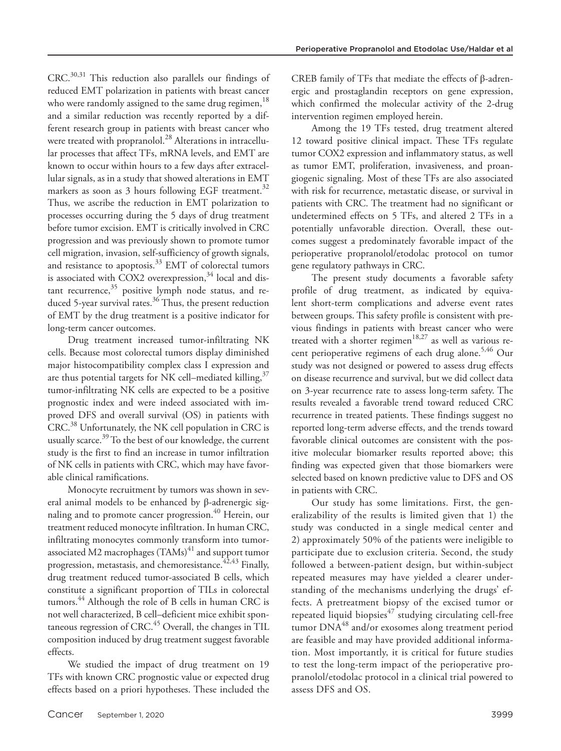CRC.[30,31] This reduction also parallels our findings of reduced EMT polarization in patients with breast cancer who were randomly assigned to the same drug regimen,[18] and a similar reduction was recently reported by a different research group in patients with breast cancer who were treated with propranolol.[28] Alterations in intracellular processes that affect TFs, mRNA levels, and EMT are known to occur within hours to a few days after extracellular signals, as in a study that showed alterations in EMT markers as soon as 3 hours following EGF treatment.[32] Thus, we ascribe the reduction in EMT polarization to processes occurring during the 5 days of drug treatment before tumor excision. EMT is critically involved in CRC progression and was previously shown to promote tumor cell migration, invasion, self-sufficiency of growth signals, and resistance to apoptosis.[33] EMT of colorectal tumors is associated with COX2 overexpression,[34] local and distant recurrence,[35] positive lymph node status, and reduced 5-year survival rates.[36] Thus, the present reduction of EMT by the drug treatment is a positive indicator for long-term cancer outcomes.

Drug treatment increased tumor-infiltrating NK cells. Because most colorectal tumors display diminished major histocompatibility complex class I expression and are thus potential targets for NK cell–mediated killing,[37] tumor-infiltrating NK cells are expected to be a positive prognostic index and were indeed associated with improved DFS and overall survival (OS) in patients with CRC.[38] Unfortunately, the NK cell population in CRC is usually scarce.[39] To the best of our knowledge, the current study is the first to find an increase in tumor infiltration of NK cells in patients with CRC, which may have favorable clinical ramifications.

Monocyte recruitment by tumors was shown in several animal models to be enhanced by β-adrenergic signaling and to promote cancer progression.[40] Herein, our treatment reduced monocyte infiltration. In human CRC, infiltrating monocytes commonly transform into tumor-associated M2 macrophages (TAMs)[41] and support tumor progression, metastasis, and chemoresistance.[42,43] Finally, drug treatment reduced tumor-associated B cells, which constitute a significant proportion of TILs in colorectal tumors.[44] Although the role of B cells in human CRC is not well characterized, B cell–deficient mice exhibit spontaneous regression of CRC.[45] Overall, the changes in TIL composition induced by drug treatment suggest favorable effects.

We studied the impact of drug treatment on 19 TFs with known CRC prognostic value or expected drug effects based on a priori hypotheses. These included the CREB family of TFs that mediate the effects of β-adrenergic and prostaglandin receptors on gene expression, which confirmed the molecular activity of the 2-drug intervention regimen employed herein.

Among the 19 TFs tested, drug treatment altered 12 toward positive clinical impact. These TFs regulate tumor COX2 expression and inflammatory status, as well as tumor EMT, proliferation, invasiveness, and proangiogenic signaling. Most of these TFs are also associated with risk for recurrence, metastatic disease, or survival in patients with CRC. The treatment had no significant or undetermined effects on 5 TFs, and altered 2 TFs in a potentially unfavorable direction. Overall, these outcomes suggest a predominately favorable impact of the perioperative propranolol/etodolac protocol on tumor gene regulatory pathways in CRC.

The present study documents a favorable safety profile of drug treatment, as indicated by equivalent short-term complications and adverse event rates between groups. This safety profile is consistent with previous findings in patients with breast cancer who were treated with a shorter regimen[18,27] as well as various recent perioperative regimens of each drug alone.[5,46] Our study was not designed or powered to assess drug effects on disease recurrence and survival, but we did collect data on 3-year recurrence rate to assess long-term safety. The results revealed a favorable trend toward reduced CRC recurrence in treated patients. These findings suggest no reported long-term adverse effects, and the trends toward favorable clinical outcomes are consistent with the positive molecular biomarker results reported above; this finding was expected given that those biomarkers were selected based on known predictive value to DFS and OS in patients with CRC.

Our study has some limitations. First, the generalizability of the results is limited given that 1) the study was conducted in a single medical center and 2) approximately 50% of the patients were ineligible to participate due to exclusion criteria. Second, the study followed a between-patient design, but within-subject repeated measures may have yielded a clearer understanding of the mechanisms underlying the drugs' effects. A pretreatment biopsy of the excised tumor or repeated liquid biopsies[47] studying circulating cell-free tumor DNA[48] and/or exosomes along treatment period are feasible and may have provided additional information. Most importantly, it is critical for future studies to test the long-term impact of the perioperative propranolol/etodolac protocol in a clinical trial powered to assess DFS and OS.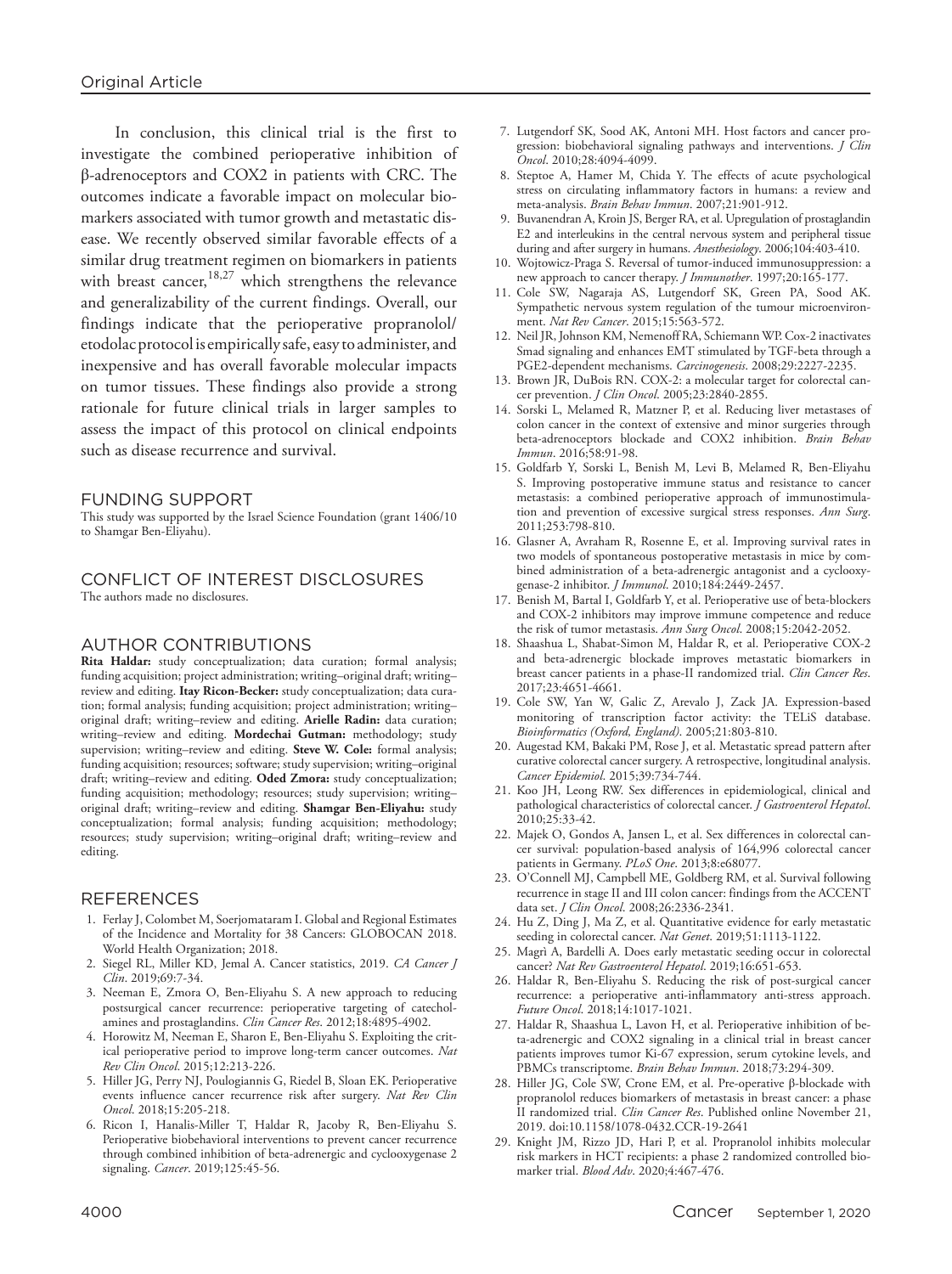In conclusion, this clinical trial is the first to investigate the combined perioperative inhibition of β-adrenoceptors and COX2 in patients with CRC. The outcomes indicate a favorable impact on molecular biomarkers associated with tumor growth and metastatic disease. We recently observed similar favorable effects of a similar drug treatment regimen on biomarkers in patients with breast cancer,[18,27] which strengthens the relevance and generalizability of the current findings. Overall, our findings indicate that the perioperative propranolol/etodolac protocol is empirically safe, easy to administer, and inexpensive and has overall favorable molecular impacts on tumor tissues. These findings also provide a strong rationale for future clinical trials in larger samples to assess the impact of this protocol on clinical endpoints such as disease recurrence and survival.

## FUNDING SUPPORT

This study was supported by the Israel Science Foundation (grant 1406/10 to Shamgar Ben-Eliyahu).

## CONFLICT OF INTEREST DISCLOSURES

The authors made no disclosures.

## AUTHOR CONTRIBUTIONS

**Rita Haldar:** study conceptualization; data curation; formal analysis; funding acquisition; project administration; writing–original draft; writing–review and editing. **Itay Ricon-Becker:** study conceptualization; data curation; formal analysis; funding acquisition; project administration; writing–original draft; writing–review and editing. **Arielle Radin:** data curation; writing–review and editing. **Mordechai Gutman:** methodology; study supervision; writing–review and editing. **Steve W. Cole:** formal analysis; funding acquisition; resources; software; study supervision; writing–original draft; writing–review and editing. **Oded Zmora:** study conceptualization; funding acquisition; methodology; resources; study supervision; writing–original draft; writing–review and editing. **Shamgar Ben-Eliyahu:** study conceptualization; formal analysis; funding acquisition; methodology; resources; study supervision; writing–original draft; writing–review and editing.

## REFERENCES

1. Ferlay J, Colombet M, Soerjomataram I. Global and Regional Estimates of the Incidence and Mortality for 38 Cancers: GLOBOCAN 2018. World Health Organization; 2018.
2. Siegel RL, Miller KD, Jemal A. Cancer statistics, 2019. *CA Cancer J Clin*. 2019;69:7-34.
3. Neeman E, Zmora O, Ben-Eliyahu S. A new approach to reducing postsurgical cancer recurrence: perioperative targeting of catecholamines and prostaglandins. *Clin Cancer Res*. 2012;18:4895-4902.
4. Horowitz M, Neeman E, Sharon E, Ben-Eliyahu S. Exploiting the critical perioperative period to improve long-term cancer outcomes. *Nat Rev Clin Oncol*. 2015;12:213-226.
5. Hiller JG, Perry NJ, Poulogiannis G, Riedel B, Sloan EK. Perioperative events influence cancer recurrence risk after surgery. *Nat Rev Clin Oncol*. 2018;15:205-218.
6. Ricon I, Hanalis-Miller T, Haldar R, Jacoby R, Ben-Eliyahu S. Perioperative biobehavioral interventions to prevent cancer recurrence through combined inhibition of beta-adrenergic and cyclooxygenase 2 signaling. *Cancer*. 2019;125:45-56.
7. Lutgendorf SK, Sood AK, Antoni MH. Host factors and cancer progression: biobehavioral signaling pathways and interventions. *J Clin Oncol*. 2010;28:4094-4099.
8. Steptoe A, Hamer M, Chida Y. The effects of acute psychological stress on circulating inflammatory factors in humans: a review and meta-analysis. *Brain Behav Immun*. 2007;21:901-912.
9. Buvanendran A, Kroin JS, Berger RA, et al. Upregulation of prostaglandin E2 and interleukins in the central nervous system and peripheral tissue during and after surgery in humans. *Anesthesiology*. 2006;104:403-410.
10. Wojtowicz-Praga S. Reversal of tumor-induced immunosuppression: a new approach to cancer therapy. *J Immunother*. 1997;20:165-177.
11. Cole SW, Nagaraja AS, Lutgendorf SK, Green PA, Sood AK. Sympathetic nervous system regulation of the tumour microenvironment. *Nat Rev Cancer*. 2015;15:563-572.
12. Neil JR, Johnson KM, Nemenoff RA, Schiemann WP. Cox-2 inactivates Smad signaling and enhances EMT stimulated by TGF-beta through a PGE2-dependent mechanisms. *Carcinogenesis*. 2008;29:2227-2235.
13. Brown JR, DuBois RN. COX-2: a molecular target for colorectal cancer prevention. *J Clin Oncol*. 2005;23:2840-2855.
14. Sorski L, Melamed R, Matzner P, et al. Reducing liver metastases of colon cancer in the context of extensive and minor surgeries through beta-adrenoceptors blockade and COX2 inhibition. *Brain Behav Immun*. 2016;58:91-98.
15. Goldfarb Y, Sorski L, Benish M, Levi B, Melamed R, Ben-Eliyahu S. Improving postoperative immune status and resistance to cancer metastasis: a combined perioperative approach of immunostimulation and prevention of excessive surgical stress responses. *Ann Surg*. 2011;253:798-810.
16. Glasner A, Avraham R, Rosenne E, et al. Improving survival rates in two models of spontaneous postoperative metastasis in mice by combined administration of a beta-adrenergic antagonist and a cyclooxygenase-2 inhibitor. *J Immunol*. 2010;184:2449-2457.
17. Benish M, Bartal I, Goldfarb Y, et al. Perioperative use of beta-blockers and COX-2 inhibitors may improve immune competence and reduce the risk of tumor metastasis. *Ann Surg Oncol*. 2008;15:2042-2052.
18. Shaashua L, Shabat-Simon M, Haldar R, et al. Perioperative COX-2 and beta-adrenergic blockade improves metastatic biomarkers in breast cancer patients in a phase-II randomized trial. *Clin Cancer Res*. 2017;23:4651-4661.
19. Cole SW, Yan W, Galic Z, Arevalo J, Zack JA. Expression-based monitoring of transcription factor activity: the TELiS database. *Bioinformatics (Oxford, England)*. 2005;21:803-810.
20. Augestad KM, Bakaki PM, Rose J, et al. Metastatic spread pattern after curative colorectal cancer surgery. A retrospective, longitudinal analysis. *Cancer Epidemiol*. 2015;39:734-744.
21. Koo JH, Leong RW. Sex differences in epidemiological, clinical and pathological characteristics of colorectal cancer. *J Gastroenterol Hepatol*. 2010;25:33-42.
22. Majek O, Gondos A, Jansen L, et al. Sex differences in colorectal cancer survival: population-based analysis of 164,996 colorectal cancer patients in Germany. *PLoS One*. 2013;8:e68077.
23. O'Connell MJ, Campbell ME, Goldberg RM, et al. Survival following recurrence in stage II and III colon cancer: findings from the ACCENT data set. *J Clin Oncol*. 2008;26:2336-2341.
24. Hu Z, Ding J, Ma Z, et al. Quantitative evidence for early metastatic seeding in colorectal cancer. *Nat Genet*. 2019;51:1113-1122.
25. Magrì A, Bardelli A. Does early metastatic seeding occur in colorectal cancer? *Nat Rev Gastroenterol Hepatol*. 2019;16:651-653.
26. Haldar R, Ben-Eliyahu S. Reducing the risk of post-surgical cancer recurrence: a perioperative anti-inflammatory anti-stress approach. *Future Oncol*. 2018;14:1017-1021.
27. Haldar R, Shaashua L, Lavon H, et al. Perioperative inhibition of beta-adrenergic and COX2 signaling in a clinical trial in breast cancer patients improves tumor Ki-67 expression, serum cytokine levels, and PBMCs transcriptome. *Brain Behav Immun*. 2018;73:294-309.
28. Hiller JG, Cole SW, Crone EM, et al. Pre-operative β-blockade with propranolol reduces biomarkers of metastasis in breast cancer: a phase II randomized trial. *Clin Cancer Res*. Published online November 21, 2019. doi:10.1158/1078-0432.CCR-19-2641
29. Knight JM, Rizzo JD, Hari P, et al. Propranolol inhibits molecular risk markers in HCT recipients: a phase 2 randomized controlled biomarker trial. *Blood Adv*. 2020;4:467-476.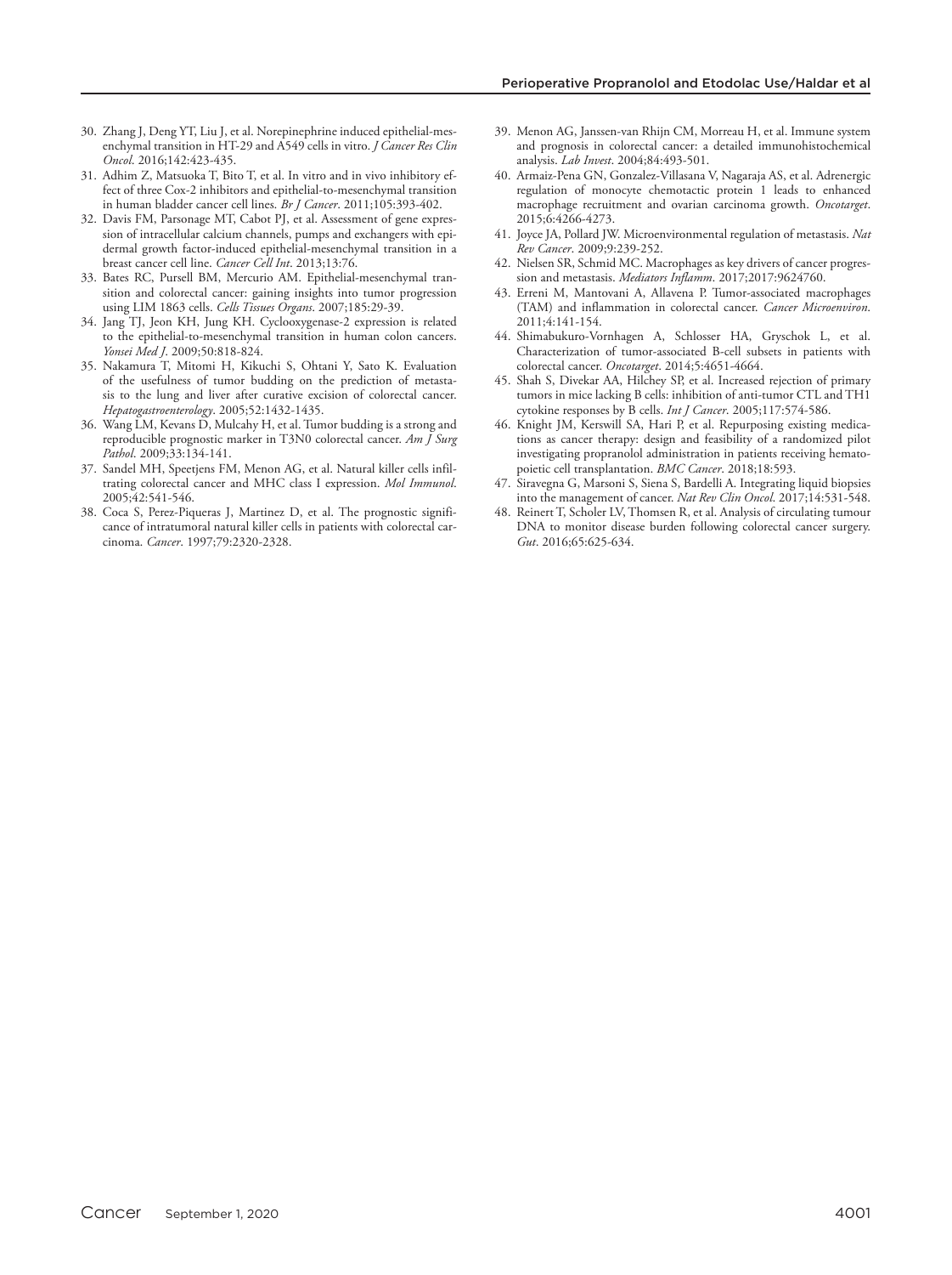30. Zhang J, Deng YT, Liu J, et al. Norepinephrine induced epithelial-mesenchymal transition in HT-29 and A549 cells in vitro. *J Cancer Res Clin Oncol*. 2016;142:423-435.
31. Adhim Z, Matsuoka T, Bito T, et al. In vitro and in vivo inhibitory effect of three Cox-2 inhibitors and epithelial-to-mesenchymal transition in human bladder cancer cell lines. *Br J Cancer*. 2011;105:393-402.
32. Davis FM, Parsonage MT, Cabot PJ, et al. Assessment of gene expression of intracellular calcium channels, pumps and exchangers with epidermal growth factor-induced epithelial-mesenchymal transition in a breast cancer cell line. *Cancer Cell Int*. 2013;13:76.
33. Bates RC, Pursell BM, Mercurio AM. Epithelial-mesenchymal transition and colorectal cancer: gaining insights into tumor progression using LIM 1863 cells. *Cells Tissues Organs*. 2007;185:29-39.
34. Jang TJ, Jeon KH, Jung KH. Cyclooxygenase-2 expression is related to the epithelial-to-mesenchymal transition in human colon cancers. *Yonsei Med J*. 2009;50:818-824.
35. Nakamura T, Mitomi H, Kikuchi S, Ohtani Y, Sato K. Evaluation of the usefulness of tumor budding on the prediction of metastasis to the lung and liver after curative excision of colorectal cancer. *Hepatogastroenterology*. 2005;52:1432-1435.
36. Wang LM, Kevans D, Mulcahy H, et al. Tumor budding is a strong and reproducible prognostic marker in T3N0 colorectal cancer. *Am J Surg Pathol*. 2009;33:134-141.
37. Sandel MH, Speetjens FM, Menon AG, et al. Natural killer cells infiltrating colorectal cancer and MHC class I expression. *Mol Immunol*. 2005;42:541-546.
38. Coca S, Perez-Piqueras J, Martinez D, et al. The prognostic significance of intratumoral natural killer cells in patients with colorectal carcinoma. *Cancer*. 1997;79:2320-2328.
39. Menon AG, Janssen-van Rhijn CM, Morreau H, et al. Immune system and prognosis in colorectal cancer: a detailed immunohistochemical analysis. *Lab Invest*. 2004;84:493-501.
40. Armaiz-Pena GN, Gonzalez-Villasana V, Nagaraja AS, et al. Adrenergic regulation of monocyte chemotactic protein 1 leads to enhanced macrophage recruitment and ovarian carcinoma growth. *Oncotarget*. 2015;6:4266-4273.
41. Joyce JA, Pollard JW. Microenvironmental regulation of metastasis. *Nat Rev Cancer*. 2009;9:239-252.
42. Nielsen SR, Schmid MC. Macrophages as key drivers of cancer progression and metastasis. *Mediators Inflamm*. 2017;2017:9624760.
43. Erreni M, Mantovani A, Allavena P. Tumor-associated macrophages (TAM) and inflammation in colorectal cancer. *Cancer Microenviron*. 2011;4:141-154.
44. Shimabukuro-Vornhagen A, Schlosser HA, Gryschok L, et al. Characterization of tumor-associated B-cell subsets in patients with colorectal cancer. *Oncotarget*. 2014;5:4651-4664.
45. Shah S, Divekar AA, Hilchey SP, et al. Increased rejection of primary tumors in mice lacking B cells: inhibition of anti-tumor CTL and TH1 cytokine responses by B cells. *Int J Cancer*. 2005;117:574-586.
46. Knight JM, Kerswill SA, Hari P, et al. Repurposing existing medications as cancer therapy: design and feasibility of a randomized pilot investigating propranolol administration in patients receiving hematopoietic cell transplantation. *BMC Cancer*. 2018;18:593.
47. Siravegna G, Marsoni S, Siena S, Bardelli A. Integrating liquid biopsies into the management of cancer. *Nat Rev Clin Oncol*. 2017;14:531-548.
48. Reinert T, Scholer LV, Thomsen R, et al. Analysis of circulating tumour DNA to monitor disease burden following colorectal cancer surgery. *Gut*. 2016;65:625-634.